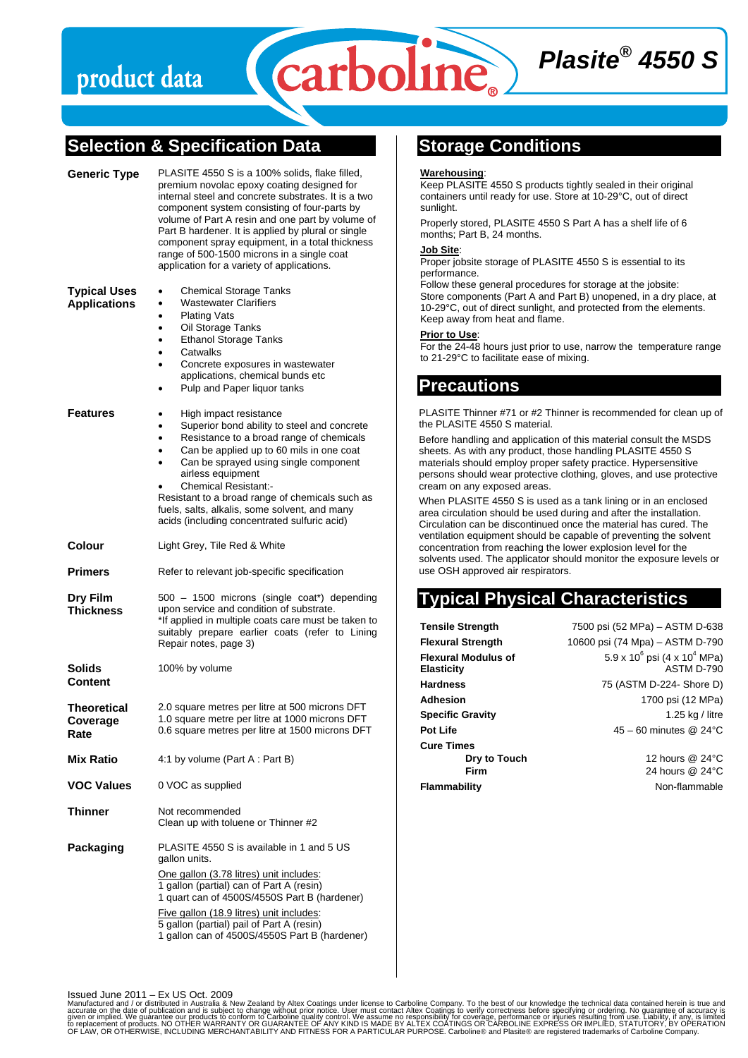product data

carboline

# Plasite® 4550 S

## Selection & Specification Data

**Generic Type**

PLASITE 4550 S is a 100% solids, flake filled, premium novolac epoxy coating designed for internal steel and concrete substrates. It is a two component system consisting of four-parts by volume of Part A resin and one part by volume of Part B hardener. It is applied by plural or single component spray equipment, in a total thickness range of 500-1500 microns in a single coat application for a variety of applications.

**Typical Uses Applications**

- Chemical Storage Tanks
- Wastewater Clarifiers
- Plating Vats
- Oil Storage Tanks
- Ethanol Storage Tanks
- Catwalks
- Concrete exposures in wastewater applications, chemical bunds etc
- Pulp and Paper liquor tanks

**Features**

- High impact resistance
- Superior bond ability to steel and concrete
- Resistance to a broad range of chemicals
- Can be applied up to 60 mils in one coat
- Can be sprayed using single component airless equipment
- Chemical Resistant:-

Resistant to a broad range of chemicals such as fuels, salts, alkalis, some solvent, and many acids (including concentrated sulfuric acid)

**Colour**

Light Grey, Tile Red & White

**Primers**

Refer to relevant job-specific specification

**Dry Film Thickness**

500 – 1500 microns (single coat*) depending upon service and condition of substrate.
*If applied in multiple coats care must be taken to suitably prepare earlier coats (refer to Lining Repair notes, page 3)

**Solids Content**

100% by volume

**Theoretical Coverage Rate**

2.0 square metres per litre at 500 microns DFT
1.0 square metre per litre at 1000 microns DFT
0.6 square metres per litre at 1500 microns DFT

**Mix Ratio**

4:1 by volume (Part A : Part B)

**VOC Values**

0 VOC as supplied

**Thinner**

Not recommended
Clean up with toluene or Thinner #2

**Packaging**

PLASITE 4550 S is available in 1 and 5 US gallon units.

One gallon (3.78 litres) unit includes:
1 gallon (partial) can of Part A (resin)
1 quart can of 4500S/4550S Part B (hardener)

Five gallon (18.9 litres) unit includes:
5 gallon (partial) pail of Part A (resin)
1 gallon can of 4500S/4550S Part B (hardener)

## Storage Conditions

**Warehousing**:
Keep PLASITE 4550 S products tightly sealed in their original containers until ready for use. Store at 10-29°C, out of direct sunlight.

Properly stored, PLASITE 4550 S Part A has a shelf life of 6 months; Part B, 24 months.

**Job Site**:
Proper jobsite storage of PLASITE 4550 S is essential to its performance.
Follow these general procedures for storage at the jobsite:
Store components (Part A and Part B) unopened, in a dry place, at 10-29°C, out of direct sunlight, and protected from the elements. Keep away from heat and flame.

**Prior to Use**:
For the 24-48 hours just prior to use, narrow the temperature range to 21-29°C to facilitate ease of mixing.

## Precautions

PLASITE Thinner #71 or #2 Thinner is recommended for clean up of the PLASITE 4550 S material.

Before handling and application of this material consult the MSDS sheets. As with any product, those handling PLASITE 4550 S materials should employ proper safety practice. Hypersensitive persons should wear protective clothing, gloves, and use protective cream on any exposed areas.

When PLASITE 4550 S is used as a tank lining or in an enclosed area circulation should be used during and after the installation. Circulation can be discontinued once the material has cured. The ventilation equipment should be capable of preventing the solvent concentration from reaching the lower explosion level for the solvents used. The applicator should monitor the exposure levels or use OSH approved air respirators.

## Typical Physical Characteristics

| | |
|---|---|
| **Tensile Strength** | 7500 psi (52 MPa) – ASTM D-638 |
| **Flexural Strength** | 10600 psi (74 Mpa) – ASTM D-790 |
| **Flexural Modulus of Elasticity** | $5.9 \times 10^6$ psi ($4 \times 10^4$ MPa) ASTM D-790 |
| **Hardness** | 75 (ASTM D-224- Shore D) |
| **Adhesion** | 1700 psi (12 MPa) |
| **Specific Gravity** | 1.25 kg / litre |
| **Pot Life** | 45 – 60 minutes @ 24°C |
| **Cure Times** | |
| **Dry to Touch** | 12 hours @ 24°C |
| **Firm** | 24 hours @ 24°C |
| **Flammability** | Non-flammable |

Issued June 2011 – Ex US Oct. 2009

Manufactured and / or distributed in Australia & New Zealand by Altex Coatings under license to Carboline Company. To the best of our knowledge the technical data contained herein is true and accurate on the date of publication and is subject to change without prior notice. User must contact Altex Coatings to verify correctness before specifying or ordering. No guarantee of accuracy is given or implied. We guarantee our products to conform to Carboline quality control. We assume no responsibility for coverage, performance or injuries resulting from use. Liability, if any, is limited to replacement of products. NO OTHER WARRANTY OR GUARANTEE OF ANY KIND IS MADE BY ALTEX COATINGS OR CARBOLINE EXPRESS OR IMPLIED, STATUTORY, BY OPERATION OF LAW, OR OTHERWISE, INCLUDING MERCHANTABILITY AND FITNESS FOR A PARTICULAR PURPOSE. Carboline® and Plasite® are registered trademarks of Carboline Company.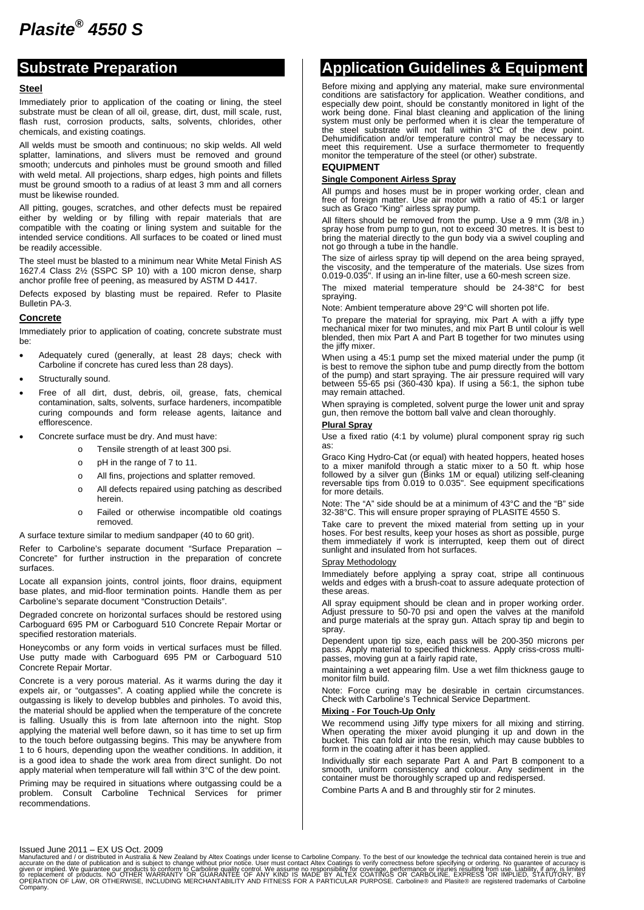# Plasite® 4550 S

## Substrate Preparation

### Steel

Immediately prior to application of the coating or lining, the steel substrate must be clean of all oil, grease, dirt, dust, mill scale, rust, flash rust, corrosion products, salts, solvents, chlorides, other chemicals, and existing coatings.

All welds must be smooth and continuous; no skip welds. All weld splatter, laminations, and slivers must be removed and ground smooth; undercuts and pinholes must be ground smooth and filled with weld metal. All projections, sharp edges, high points and fillets must be ground smooth to a radius of at least 3 mm and all corners must be likewise rounded.

All pitting, gouges, scratches, and other defects must be repaired either by welding or by filling with repair materials that are compatible with the coating or lining system and suitable for the intended service conditions. All surfaces to be coated or lined must be readily accessible.

The steel must be blasted to a minimum near White Metal Finish AS 1627.4 Class 2½ (SSPC SP 10) with a 100 micron dense, sharp anchor profile free of peening, as measured by ASTM D 4417.

Defects exposed by blasting must be repaired. Refer to Plasite Bulletin PA-3.

### Concrete

Immediately prior to application of coating, concrete substrate must be:

- Adequately cured (generally, at least 28 days; check with Carboline if concrete has cured less than 28 days).
- Structurally sound.
- Free of all dirt, dust, debris, oil, grease, fats, chemical contamination, salts, solvents, surface hardeners, incompatible curing compounds and form release agents, laitance and efflorescence.
- Concrete surface must be dry. And must have:
  - Tensile strength of at least 300 psi.
  - pH in the range of 7 to 11.
  - All fins, projections and splatter removed.
  - All defects repaired using patching as described herein.
  - Failed or otherwise incompatible old coatings removed.

A surface texture similar to medium sandpaper (40 to 60 grit).

Refer to Carboline's separate document "Surface Preparation – Concrete" for further instruction in the preparation of concrete surfaces.

Locate all expansion joints, control joints, floor drains, equipment base plates, and mid-floor termination points. Handle them as per Carboline's separate document "Construction Details".

Degraded concrete on horizontal surfaces should be restored using Carboguard 695 PM or Carboguard 510 Concrete Repair Mortar or specified restoration materials.

Honeycombs or any form voids in vertical surfaces must be filled. Use putty made with Carboguard 695 PM or Carboguard 510 Concrete Repair Mortar.

Concrete is a very porous material. As it warms during the day it expels air, or "outgasses". A coating applied while the concrete is outgassing is likely to develop bubbles and pinholes. To avoid this, the material should be applied when the temperature of the concrete is falling. Usually this is from late afternoon into the night. Stop applying the material well before dawn, so it has time to set up firm to the touch before outgassing begins. This may be anywhere from 1 to 6 hours, depending upon the weather conditions. In addition, it is a good idea to shade the work area from direct sunlight. Do not apply material when temperature will fall within 3°C of the dew point.

Priming may be required in situations where outgassing could be a problem. Consult Carboline Technical Services for primer recommendations.

## Application Guidelines & Equipment

Before mixing and applying any material, make sure environmental conditions are satisfactory for application. Weather conditions, and especially dew point, should be constantly monitored in light of the work being done. Final blast cleaning and application of the lining system must only be performed when it is clear the temperature of the steel substrate will not fall within 3°C of the dew point. Dehumidification and/or temperature control may be necessary to meet this requirement. Use a surface thermometer to frequently monitor the temperature of the steel (or other) substrate.

### EQUIPMENT

#### Single Component Airless Spray

All pumps and hoses must be in proper working order, clean and free of foreign matter. Use air motor with a ratio of 45:1 or larger such as Graco "King" airless spray pump.

All filters should be removed from the pump. Use a 9 mm (3/8 in.) spray hose from pump to gun, not to exceed 30 metres. It is best to bring the material directly to the gun body via a swivel coupling and not go through a tube in the handle.

The size of airless spray tip will depend on the area being sprayed, the viscosity, and the temperature of the materials. Use sizes from 0.019-0.035". If using an in-line filter, use a 60-mesh screen size.

The mixed material temperature should be 24-38°C for best spraying.

Note: Ambient temperature above 29°C will shorten pot life.

To prepare the material for spraying, mix Part A with a jiffy type mechanical mixer for two minutes, and mix Part B until colour is well blended, then mix Part A and Part B together for two minutes using the jiffy mixer.

When using a 45:1 pump set the mixed material under the pump (it is best to remove the siphon tube and pump directly from the bottom of the pump) and start spraying. The air pressure required will vary between 55-65 psi (360-430 kpa). If using a 56:1, the siphon tube may remain attached.

When spraying is completed, solvent purge the lower unit and spray gun, then remove the bottom ball valve and clean thoroughly.

#### Plural Spray

Use a fixed ratio (4:1 by volume) plural component spray rig such as:

Graco King Hydro-Cat (or equal) with heated hoppers, heated hoses to a mixer manifold through a static mixer to a 50 ft. whip hose followed by a silver gun (Binks 1M or equal) utilizing self-cleaning reversable tips from 0.019 to 0.035". See equipment specifications for more details.

Note: The "A" side should be at a minimum of 43°C and the "B" side 32-38°C. This will ensure proper spraying of PLASITE 4550 S.

Take care to prevent the mixed material from setting up in your hoses. For best results, keep your hoses as short as possible, purge them immediately if work is interrupted, keep them out of direct sunlight and insulated from hot surfaces.

Spray Methodology

Immediately before applying a spray coat, stripe all continuous welds and edges with a brush-coat to assure adequate protection of these areas.

All spray equipment should be clean and in proper working order. Adjust pressure to 50-70 psi and open the valves at the manifold and purge materials at the spray gun. Attach spray tip and begin to spray.

Dependent upon tip size, each pass will be 200-350 microns per pass. Apply material to specified thickness. Apply criss-cross multi-passes, moving gun at a fairly rapid rate,

maintaining a wet appearing film. Use a wet film thickness gauge to monitor film build.

Note: Force curing may be desirable in certain circumstances. Check with Carboline's Technical Service Department.

#### Mixing - For Touch-Up Only

We recommend using Jiffy type mixers for all mixing and stirring. When operating the mixer avoid plunging it up and down in the bucket. This can fold air into the resin, which may cause bubbles to form in the coating after it has been applied.

Individually stir each separate Part A and Part B component to a smooth, uniform consistency and colour. Any sediment in the container must be thoroughly scraped up and redispersed.

Combine Parts A and B and throughly stir for 2 minutes.

Issued June 2011 – EX US Oct. 2009

Manufactured and / or distributed in Australia & New Zealand by Altex Coatings under license to Carboline Company. To the best of our knowledge the technical data contained herein is true and accurate on the date of publication and is subject to change without prior notice. User must contact Altex Coatings to verify correctness before specifying or ordering. No guarantee of accuracy is given or implied. We guarantee our products to conform to Carboline quality control. We assume no responsibility for coverage, performance or injuries resulting from use. Liability, if any, is limited to replacement of products. NO OTHER WARRANTY OR GUARANTEE OF ANY KIND IS MADE BY ALTEX COATINGS OR CARBOLINE, EXPRESS OR IMPLIED, STATUTORY, BY OPERATION OF LAW, OR OTHERWISE, INCLUDING MERCHANTABILITY AND FITNESS FOR A PARTICULAR PURPOSE. Carboline® and Plasite® are registered trademarks of Carboline Company.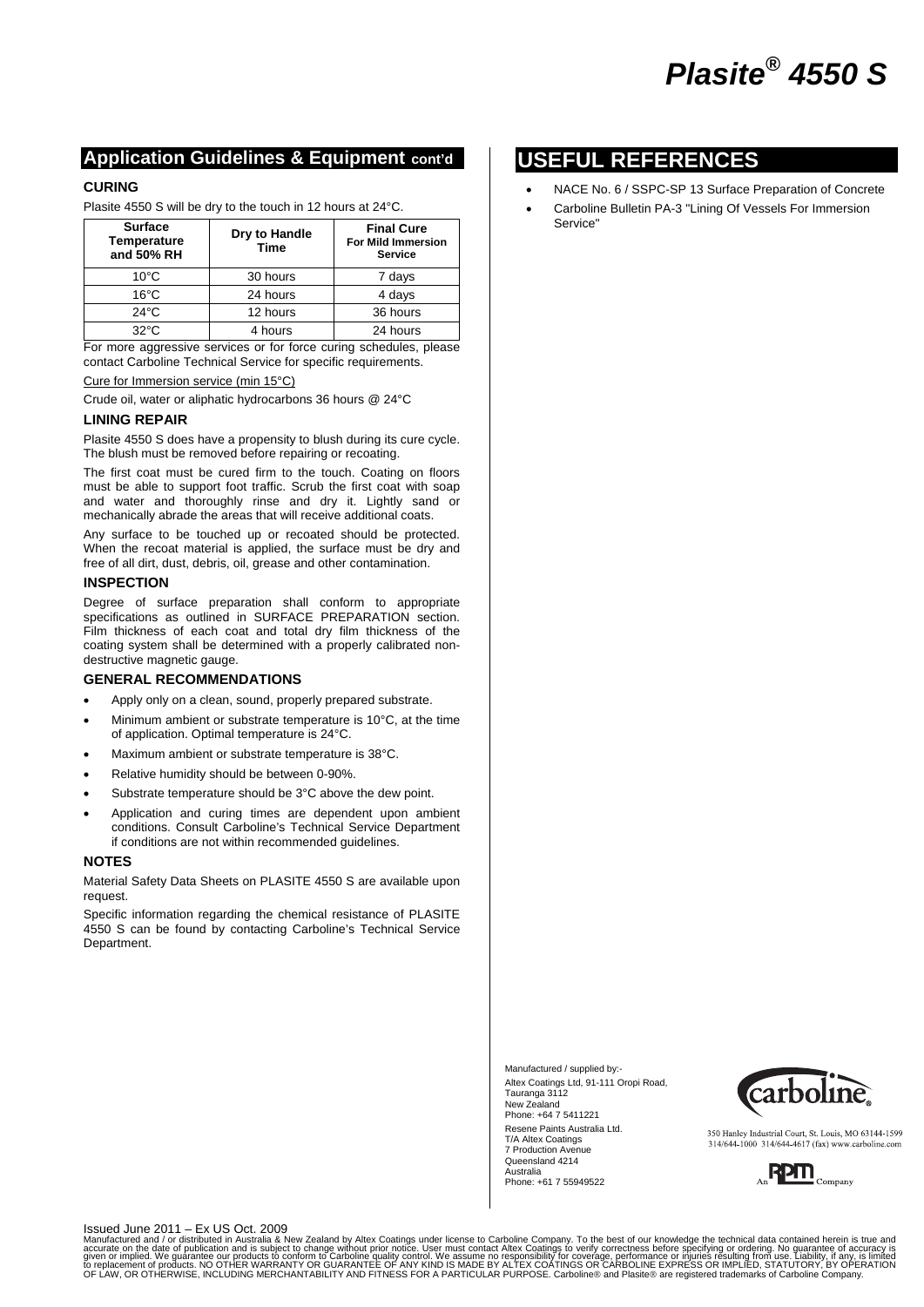## Application Guidelines & Equipment cont'd

### CURING

Plasite 4550 S will be dry to the touch in 12 hours at 24°C.

| Surface Temperature and 50% RH | Dry to Handle Time | Final Cure For Mild Immersion Service |
|---|---|---|
| 10°C | 30 hours | 7 days |
| 16°C | 24 hours | 4 days |
| 24°C | 12 hours | 36 hours |
| 32°C | 4 hours | 24 hours |

For more aggressive services or for force curing schedules, please contact Carboline Technical Service for specific requirements.

Cure for Immersion service (min 15°C)

Crude oil, water or aliphatic hydrocarbons 36 hours @ 24°C

### LINING REPAIR

Plasite 4550 S does have a propensity to blush during its cure cycle. The blush must be removed before repairing or recoating.

The first coat must be cured firm to the touch. Coating on floors must be able to support foot traffic. Scrub the first coat with soap and water and thoroughly rinse and dry it. Lightly sand or mechanically abrade the areas that will receive additional coats.

Any surface to be touched up or recoated should be protected. When the recoat material is applied, the surface must be dry and free of all dirt, dust, debris, oil, grease and other contamination.

### INSPECTION

Degree of surface preparation shall conform to appropriate specifications as outlined in SURFACE PREPARATION section. Film thickness of each coat and total dry film thickness of the coating system shall be determined with a properly calibrated non-destructive magnetic gauge.

### GENERAL RECOMMENDATIONS

- Apply only on a clean, sound, properly prepared substrate.
- Minimum ambient or substrate temperature is 10°C, at the time of application. Optimal temperature is 24°C.
- Maximum ambient or substrate temperature is 38°C.
- Relative humidity should be between 0-90%.
- Substrate temperature should be 3°C above the dew point.
- Application and curing times are dependent upon ambient conditions. Consult Carboline's Technical Service Department if conditions are not within recommended guidelines.

### NOTES

Material Safety Data Sheets on PLASITE 4550 S are available upon request.

Specific information regarding the chemical resistance of PLASITE 4550 S can be found by contacting Carboline's Technical Service Department.

## USEFUL REFERENCES

- NACE No. 6 / SSPC-SP 13 Surface Preparation of Concrete
- Carboline Bulletin PA-3 "Lining Of Vessels For Immersion Service"

Manufactured / supplied by:-
Altex Coatings Ltd, 91-111 Oropi Road,
Tauranga 3112
New Zealand
Phone: +64 7 5411221

Resene Paints Australia Ltd.
T/A Altex Coatings
7 Production Avenue
Queensland 4214
Australia
Phone: +61 7 55949522

carboline

350 Hanley Industrial Court, St. Louis, MO 63144-1599
314/644-1000 314/644-4617 (fax) www.carboline.com

An RPM Company

Issued June 2011 – Ex US Oct. 2009

Manufactured and / or distributed in Australia & New Zealand by Altex Coatings under license to Carboline Company. To the best of our knowledge the technical data contained herein is true and accurate on the date of publication and is subject to change without prior notice. User must contact Altex Coatings to verify correctness before specifying or ordering. No guarantee of accuracy is given or implied. We guarantee our products to conform to Carboline quality control. We assume no responsibility for coverage, performance or injuries resulting from use. Liability, if any, is limited to replacement of products. NO OTHER WARRANTY OR GUARANTEE OF ANY KIND IS MADE BY ALTEX COATINGS OR CARBOLINE EXPRESS OR IMPLIED, STATUTORY, BY OPERATION OF LAW, OR OTHERWISE, INCLUDING MERCHANTABILITY AND FITNESS FOR A PARTICULAR PURPOSE. Carboline® and Plasite® are registered trademarks of Carboline Company.